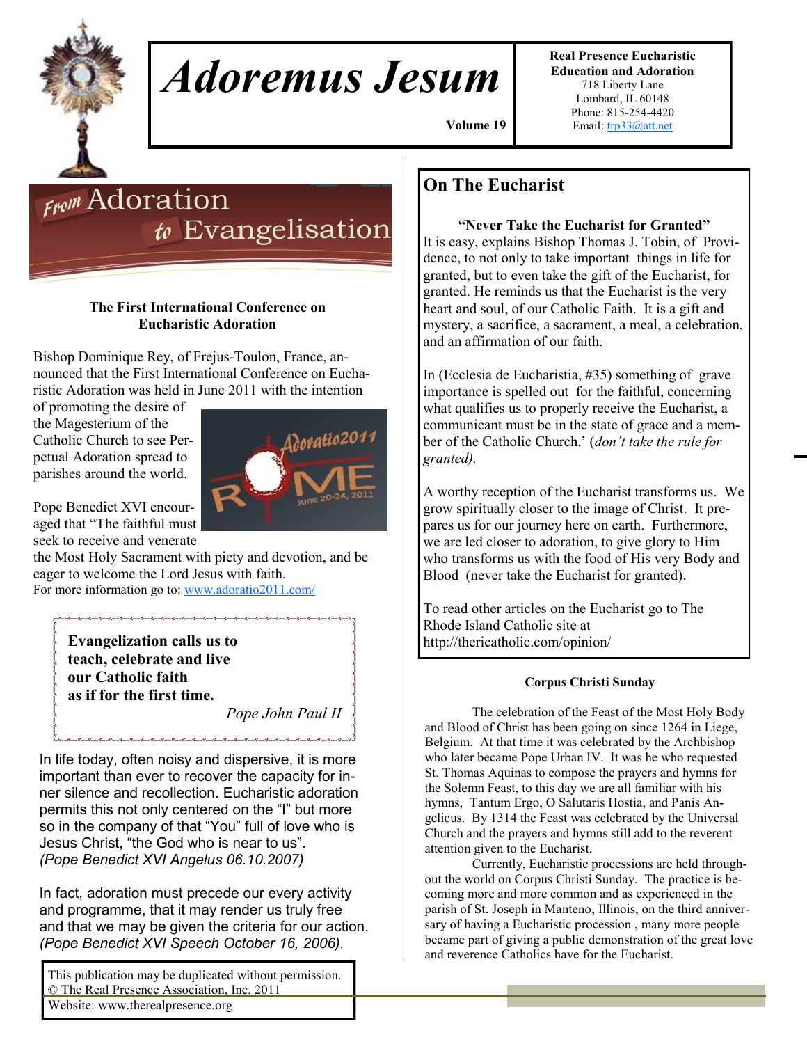# Adoremus Jesum

Volume 19

**Real Presence Eucharistic Education and Adoration**
718 Liberty Lane
Lombard, IL 60148
Phone: 815-254-4420
Email: trp33@att.net

## From Adoration to Evangelisation

### The First International Conference on Eucharistic Adoration

Bishop Dominique Rey, of Frejus-Toulon, France, announced that the First International Conference on Eucharistic Adoration was held in June 2011 with the intention of promoting the desire of the Magesterium of the Catholic Church to see Perpetual Adoration spread to parishes around the world.

Pope Benedict XVI encouraged that "The faithful must seek to receive and venerate the Most Holy Sacrament with piety and devotion, and be eager to welcome the Lord Jesus with faith.

For more information go to: www.adoratio2011.com/

> **Evangelization calls us to teach, celebrate and live our Catholic faith as if for the first time.**
>
> *Pope John Paul II*

In life today, often noisy and dispersive, it is more important than ever to recover the capacity for inner silence and recollection. Eucharistic adoration permits this not only centered on the "I" but more so in the company of that "You" full of love who is Jesus Christ, "the God who is near to us".
*(Pope Benedict XVI Angelus 06.10.2007)*

In fact, adoration must precede our every activity and programme, that it may render us truly free and that we may be given the criteria for our action.
*(Pope Benedict XVI Speech October 16, 2006).*

This publication may be duplicated without permission.
© The Real Presence Association, Inc. 2011
Website: www.therealpresence.org

## On The Eucharist

**"Never Take the Eucharist for Granted"**

It is easy, explains Bishop Thomas J. Tobin, of Providence, to not only to take important things in life for granted, but to even take the gift of the Eucharist, for granted. He reminds us that the Eucharist is the very heart and soul, of our Catholic Faith. It is a gift and mystery, a sacrifice, a sacrament, a meal, a celebration, and an affirmation of our faith.

In (Ecclesia de Eucharistia, #35) something of grave importance is spelled out for the faithful, concerning what qualifies us to properly receive the Eucharist, a communicant must be in the state of grace and a member of the Catholic Church.' (*don't take the rule for granted).*

A worthy reception of the Eucharist transforms us. We grow spiritually closer to the image of Christ. It prepares us for our journey here on earth. Furthermore, we are led closer to adoration, to give glory to Him who transforms us with the food of His very Body and Blood (never take the Eucharist for granted).

To read other articles on the Eucharist go to The Rhode Island Catholic site at http://thericatholic.com/opinion/

### Corpus Christi Sunday

The celebration of the Feast of the Most Holy Body and Blood of Christ has been going on since 1264 in Liege, Belgium. At that time it was celebrated by the Archbishop who later became Pope Urban IV. It was he who requested St. Thomas Aquinas to compose the prayers and hymns for the Solemn Feast, to this day we are all familiar with his hymns, Tantum Ergo, O Salutaris Hostia, and Panis Angelicus. By 1314 the Feast was celebrated by the Universal Church and the prayers and hymns still add to the reverent attention given to the Eucharist.

Currently, Eucharistic processions are held throughout the world on Corpus Christi Sunday. The practice is becoming more and more common and as experienced in the parish of St. Joseph in Manteno, Illinois, on the third anniversary of having a Eucharistic procession , many more people became part of giving a public demonstration of the great love and reverence Catholics have for the Eucharist.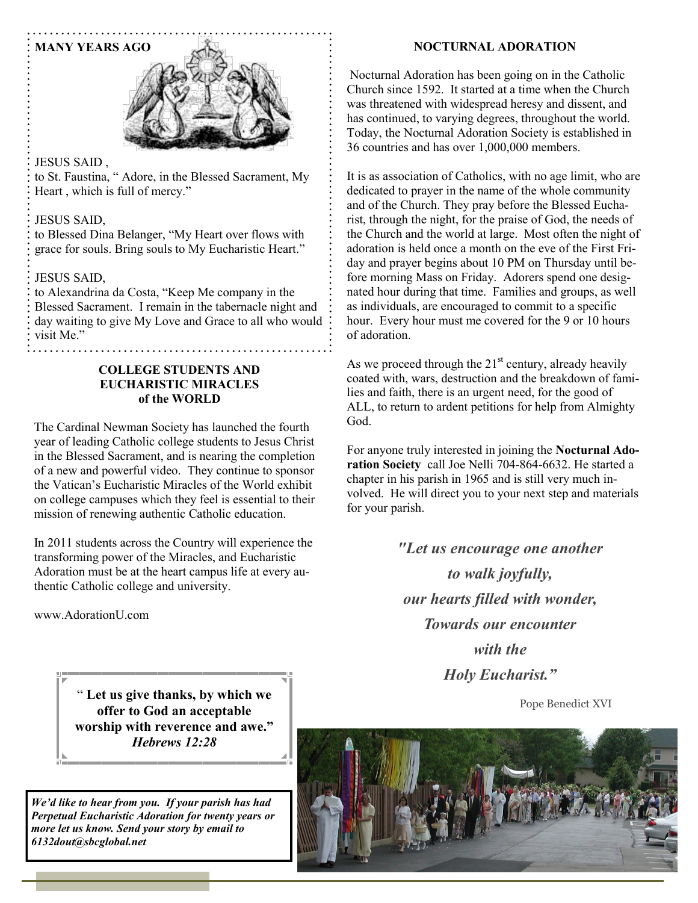**MANY YEARS AGO**

JESUS SAID ,
to St. Faustina, " Adore, in the Blessed Sacrament, My Heart , which is full of mercy."

JESUS SAID,
to Blessed Dina Belanger, "My Heart over flows with grace for souls. Bring souls to My Eucharistic Heart."

JESUS SAID,
to Alexandrina da Costa, "Keep Me company in the Blessed Sacrament. I remain in the tabernacle night and day waiting to give My Love and Grace to all who would visit Me."

**COLLEGE STUDENTS AND EUCHARISTIC MIRACLES of the WORLD**

The Cardinal Newman Society has launched the fourth year of leading Catholic college students to Jesus Christ in the Blessed Sacrament, and is nearing the completion of a new and powerful video. They continue to sponsor the Vatican's Eucharistic Miracles of the World exhibit on college campuses which they feel is essential to their mission of renewing authentic Catholic education.

In 2011 students across the Country will experience the transforming power of the Miracles, and Eucharistic Adoration must be at the heart campus life at every authentic Catholic college and university.

www.AdorationU.com

" **Let us give thanks, by which we offer to God an acceptable worship with reverence and awe."**
***Hebrews 12:28***

***We'd like to hear from you. If your parish has had Perpetual Eucharistic Adoration for twenty years or more let us know. Send your story by email to 6132dout@sbcglobal.net***

**NOCTURNAL ADORATION**

Nocturnal Adoration has been going on in the Catholic Church since 1592. It started at a time when the Church was threatened with widespread heresy and dissent, and has continued, to varying degrees, throughout the world. Today, the Nocturnal Adoration Society is established in 36 countries and has over 1,000,000 members.

It is as association of Catholics, with no age limit, who are dedicated to prayer in the name of the whole community and of the Church. They pray before the Blessed Eucharist, through the night, for the praise of God, the needs of the Church and the world at large. Most often the night of adoration is held once a month on the eve of the First Friday and prayer begins about 10 PM on Thursday until before morning Mass on Friday. Adorers spend one designated hour during that time. Families and groups, as well as individuals, are encouraged to commit to a specific hour. Every hour must me covered for the 9 or 10 hours of adoration.

As we proceed through the 21st century, already heavily coated with, wars, destruction and the breakdown of families and faith, there is an urgent need, for the good of ALL, to return to ardent petitions for help from Almighty God.

For anyone truly interested in joining the **Nocturnal Adoration Society** call Joe Nelli 704-864-6632. He started a chapter in his parish in 1965 and is still very much involved. He will direct you to your next step and materials for your parish.

***"Let us encourage one another***
***to walk joyfully,***
***our hearts filled with wonder,***
***Towards our encounter***
***with the***
***Holy Eucharist."***

Pope Benedict XVI